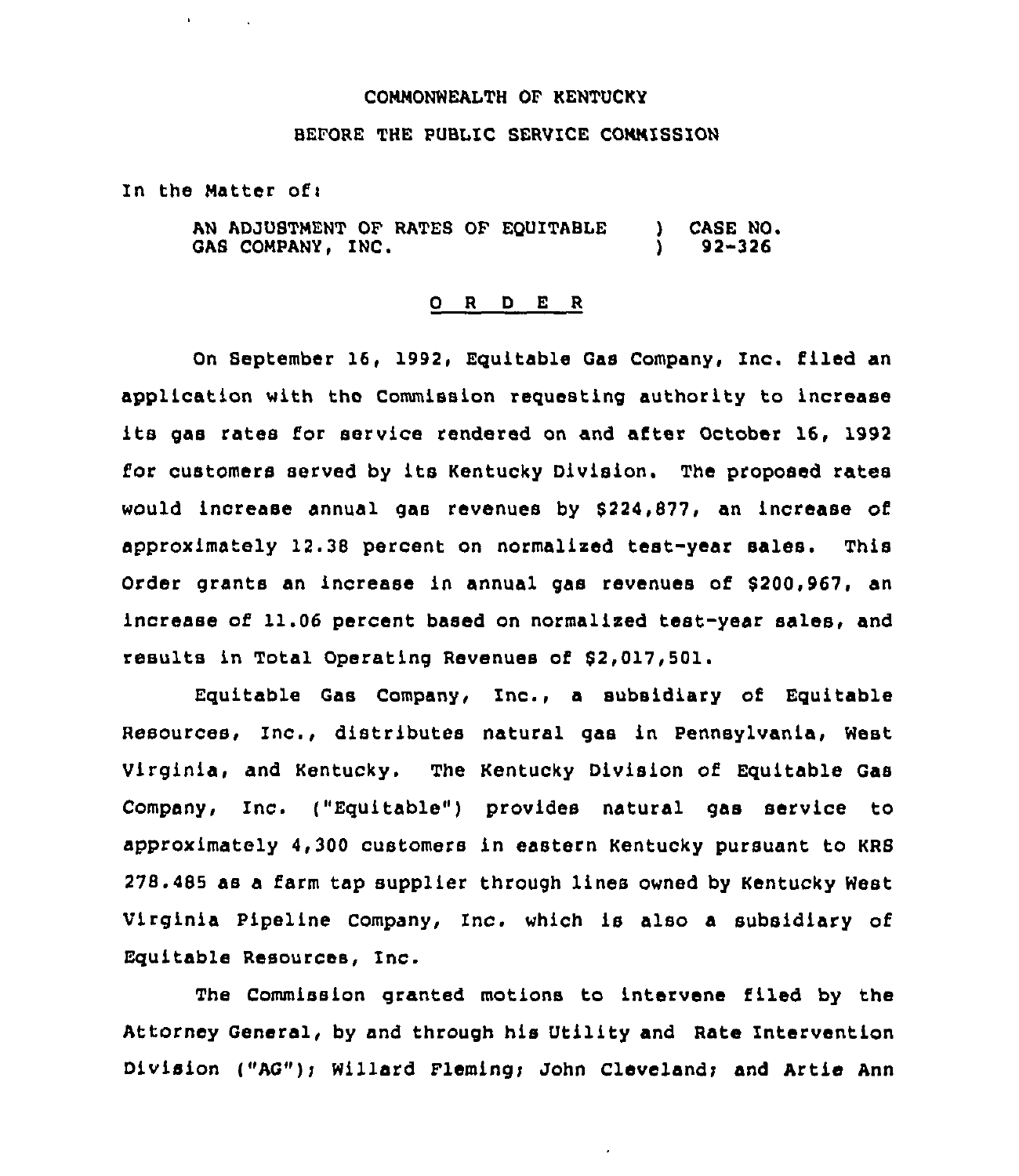COMMONWEALTH OF KENTUCKY

BEFORE THE PUBLIC SERVICE COMMISSION

In the Matter of:

| | | |
|---|---|---|
| AN ADJUSTMENT OF RATES OF EQUITABLE GAS COMPANY, INC. | ) ) | CASE NO. 92-326 |

O R D E R

On September 16, 1992, Equitable Gas Company, Inc. filed an application with the Commission requesting authority to increase its gas rates for service rendered on and after October 16, 1992 for customers served by its Kentucky Division. The proposed rates would increase annual gas revenues by $224,877, an increase of approximately 12.38 percent on normalized test-year sales. This Order grants an increase in annual gas revenues of $200,967, an increase of 11.06 percent based on normalized test-year sales, and results in Total Operating Revenues of $2,017,501.

Equitable Gas Company, Inc., a subsidiary of Equitable Resources, Inc., distributes natural gas in Pennsylvania, West Virginia, and Kentucky. The Kentucky Division of Equitable Gas Company, Inc. ("Equitable") provides natural gas service to approximately 4,300 customers in eastern Kentucky pursuant to KRS 278.485 as a farm tap supplier through lines owned by Kentucky West Virginia Pipeline Company, Inc. which is also a subsidiary of Equitable Resources, Inc.

The Commission granted motions to intervene filed by the Attorney General, by and through his Utility and Rate Intervention Division ("AG"); Willard Fleming; John Cleveland; and Artie Ann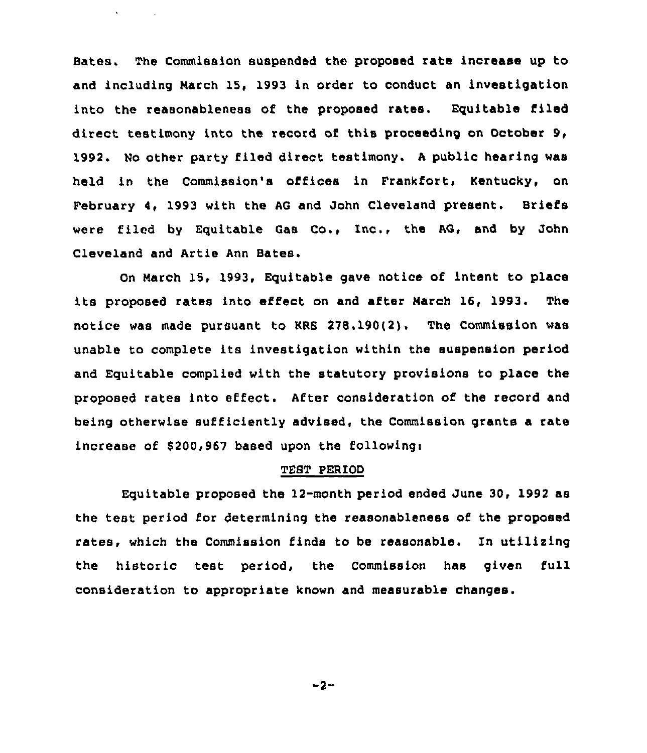Bates. The Commission suspended the proposed rate increase up to and including March 15, 1993 in order to conduct an investigation into the reasonableness of the proposed rates. Equitable filed direct testimony into the record of this proceeding on October 9, 1992. No other party filed direct testimony. A public hearing was held in the Commission's offices in Frankfort, Kentucky, on February 4, 1993 with the AG and John Cleveland present. Briefs were filed by Equitable Gas Co., Inc., the AG, and by John Cleveland and Artie Ann Bates.

On March 15, 1993, Equitable gave notice of intent to place its proposed rates into effect on and after March 16, 1993. The notice was made pursuant to KRS 278.190(2). The Commission was unable to complete its investigation within the suspension period and Equitable complied with the statutory provisions to place the proposed rates into effect. After consideration of the record and being otherwise sufficiently advised, the Commission grants a rate increase of $200,967 based upon the following:

## TEST PERIOD

Equitable proposed the 12-month period ended June 30, 1992 as the test period for determining the reasonableness of the proposed rates, which the Commission finds to be reasonable. In utilizing the historic test period, the Commission has given full consideration to appropriate known and measurable changes.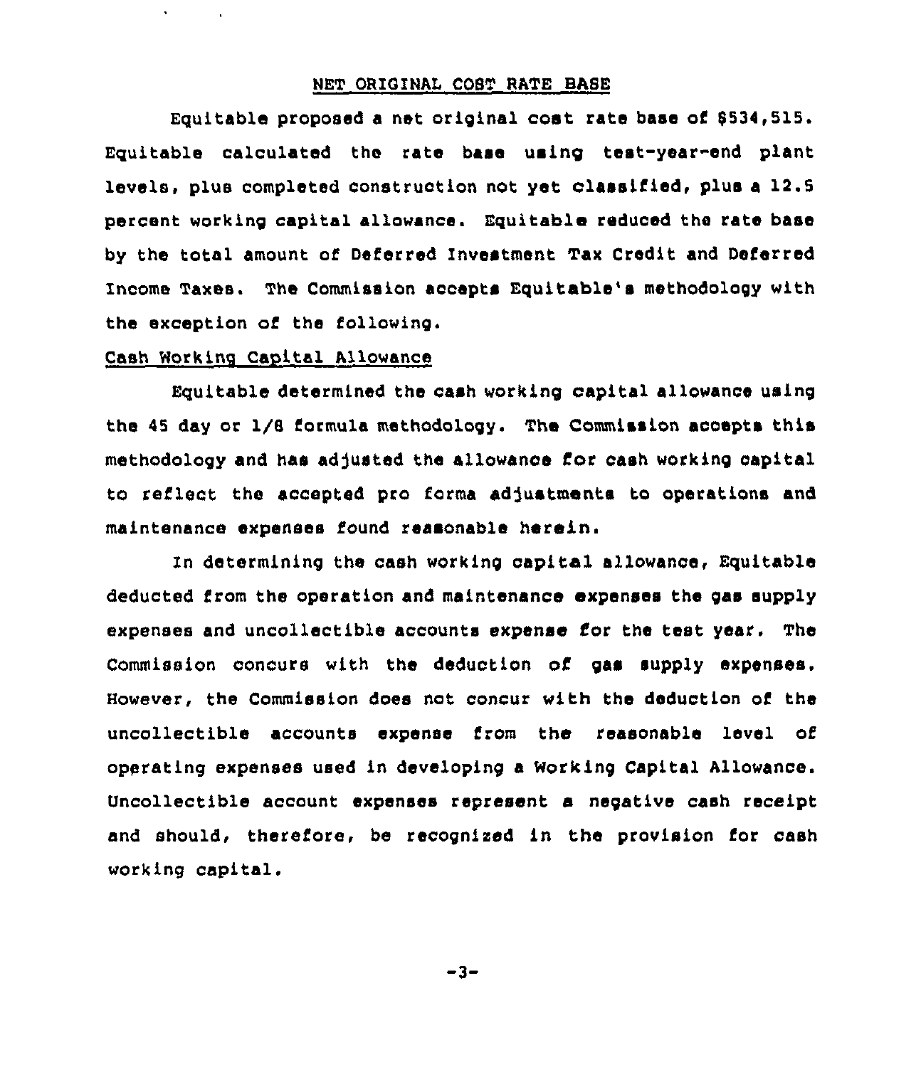## NET ORIGINAL COST RATE BASE

Equitable proposed a net original cost rate base of $534,515. Equitable calculated the rate base using test-year-end plant levels, plus completed construction not yet classified, plus a 12.5 percent working capital allowance. Equitable reduced the rate base by the total amount of Deferred Investment Tax Credit and Deferred Income Taxes. The Commission accepts Equitable's methodology with the exception of the following.

### Cash Working Capital Allowance

Equitable determined the cash working capital allowance using the 45 day or 1/8 formula methodology. The Commission accepts this methodology and has adjusted the allowance for cash working capital to reflect the accepted pro forma adjustments to operations and maintenance expenses found reasonable herein.

In determining the cash working capital allowance, Equitable deducted from the operation and maintenance expenses the gas supply expenses and uncollectible accounts expense for the test year. The Commission concurs with the deduction of gas supply expenses. However, the Commission does not concur with the deduction of the uncollectible accounts expense from the reasonable level of operating expenses used in developing a Working Capital Allowance. Uncollectible account expenses represent a negative cash receipt and should, therefore, be recognized in the provision for cash working capital.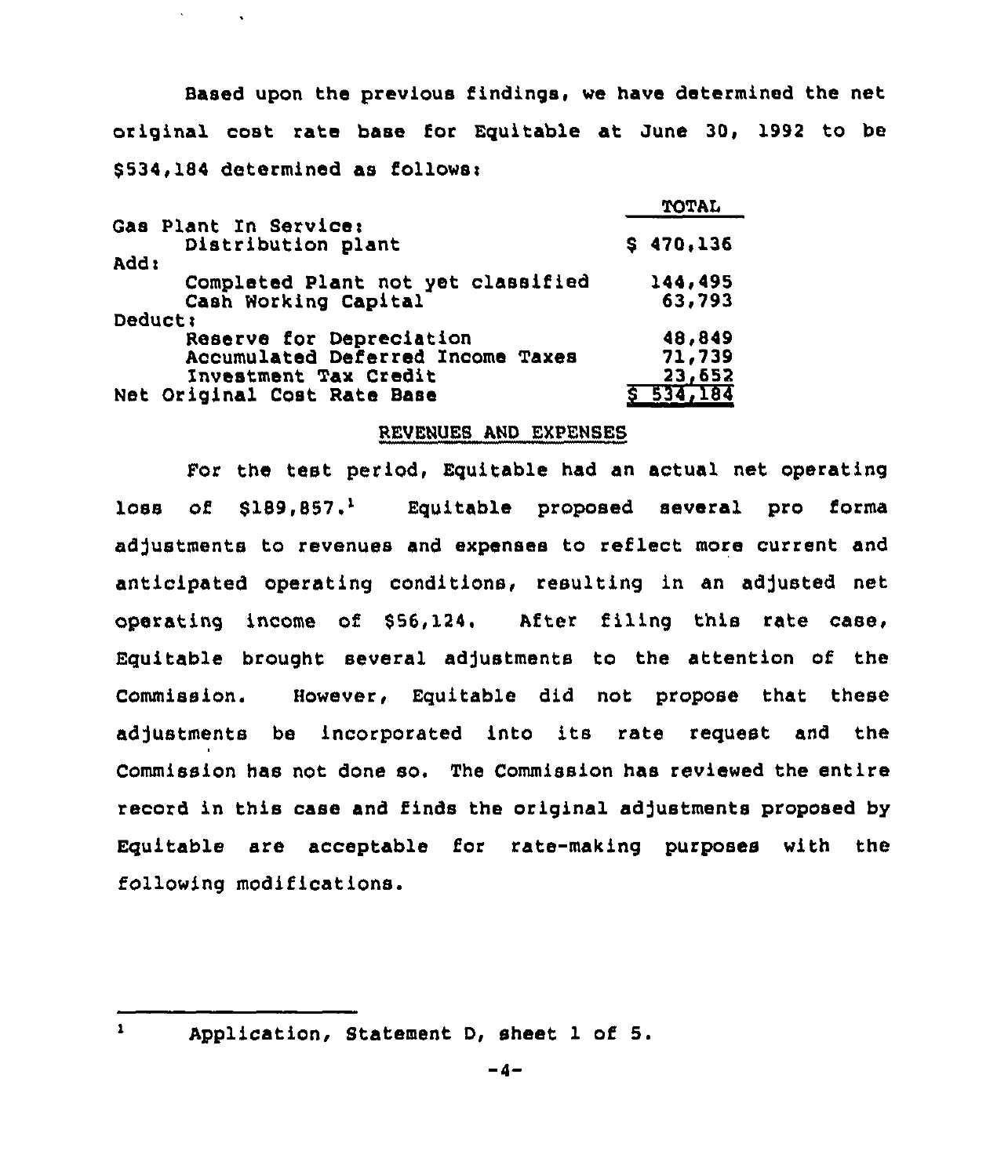Based upon the previous findings, we have determined the net original cost rate base for Equitable at June 30, 1992 to be $534,184 determined as follows:

| | TOTAL |
|---|---|
| Gas Plant In Service: | |
| Distribution plant | $ 470,136 |
| Add: | |
| Completed Plant not yet classified | 144,495 |
| Cash Working Capital | 63,793 |
| Deduct: | |
| Reserve for Depreciation | 48,849 |
| Accumulated Deferred Income Taxes | 71,739 |
| Investment Tax Credit | 23,652 |
| Net Original Cost Rate Base | $ 534,184 |

## REVENUES AND EXPENSES

For the test period, Equitable had an actual net operating loss of $189,857.[1] Equitable proposed several pro forma adjustments to revenues and expenses to reflect more current and anticipated operating conditions, resulting in an adjusted net operating income of $56,124. After filing this rate case, Equitable brought several adjustments to the attention of the Commission. However, Equitable did not propose that these adjustments be incorporated into its rate request and the Commission has not done so. The Commission has reviewed the entire record in this case and finds the original adjustments proposed by Equitable are acceptable for rate-making purposes with the following modifications.

---

[1] Application, Statement D, sheet 1 of 5.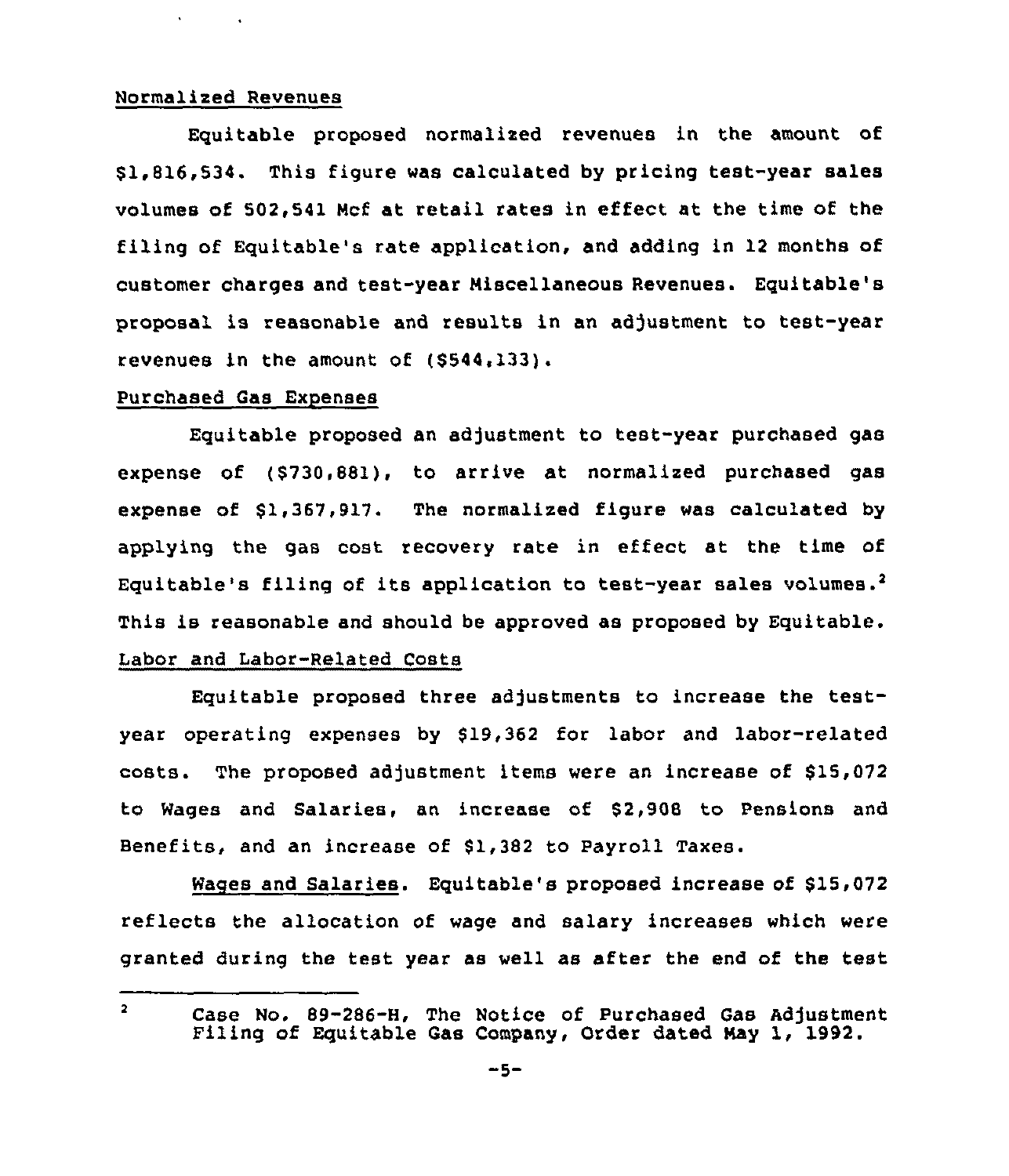Normalized Revenues

Equitable proposed normalized revenues in the amount of $1,816,534. This figure was calculated by pricing test-year sales volumes of 502,541 Mcf at retail rates in effect at the time of the filing of Equitable's rate application, and adding in 12 months of customer charges and test-year Miscellaneous Revenues. Equitable's proposal is reasonable and results in an adjustment to test-year revenues in the amount of ($544,133).

Purchased Gas Expenses

Equitable proposed an adjustment to test-year purchased gas expense of ($730,881), to arrive at normalized purchased gas expense of $1,367,917. The normalized figure was calculated by applying the gas cost recovery rate in effect at the time of Equitable's filing of its application to test-year sales volumes.[2] This is reasonable and should be approved as proposed by Equitable.

Labor and Labor-Related Costs

Equitable proposed three adjustments to increase the test-year operating expenses by $19,362 for labor and labor-related costs. The proposed adjustment items were an increase of $15,072 to Wages and Salaries, an increase of $2,908 to Pensions and Benefits, and an increase of $1,382 to Payroll Taxes.

Wages and Salaries. Equitable's proposed increase of $15,072 reflects the allocation of wage and salary increases which were granted during the test year as well as after the end of the test

[2] Case No. 89-286-H, The Notice of Purchased Gas Adjustment Filing of Equitable Gas Company, Order dated May 1, 1992.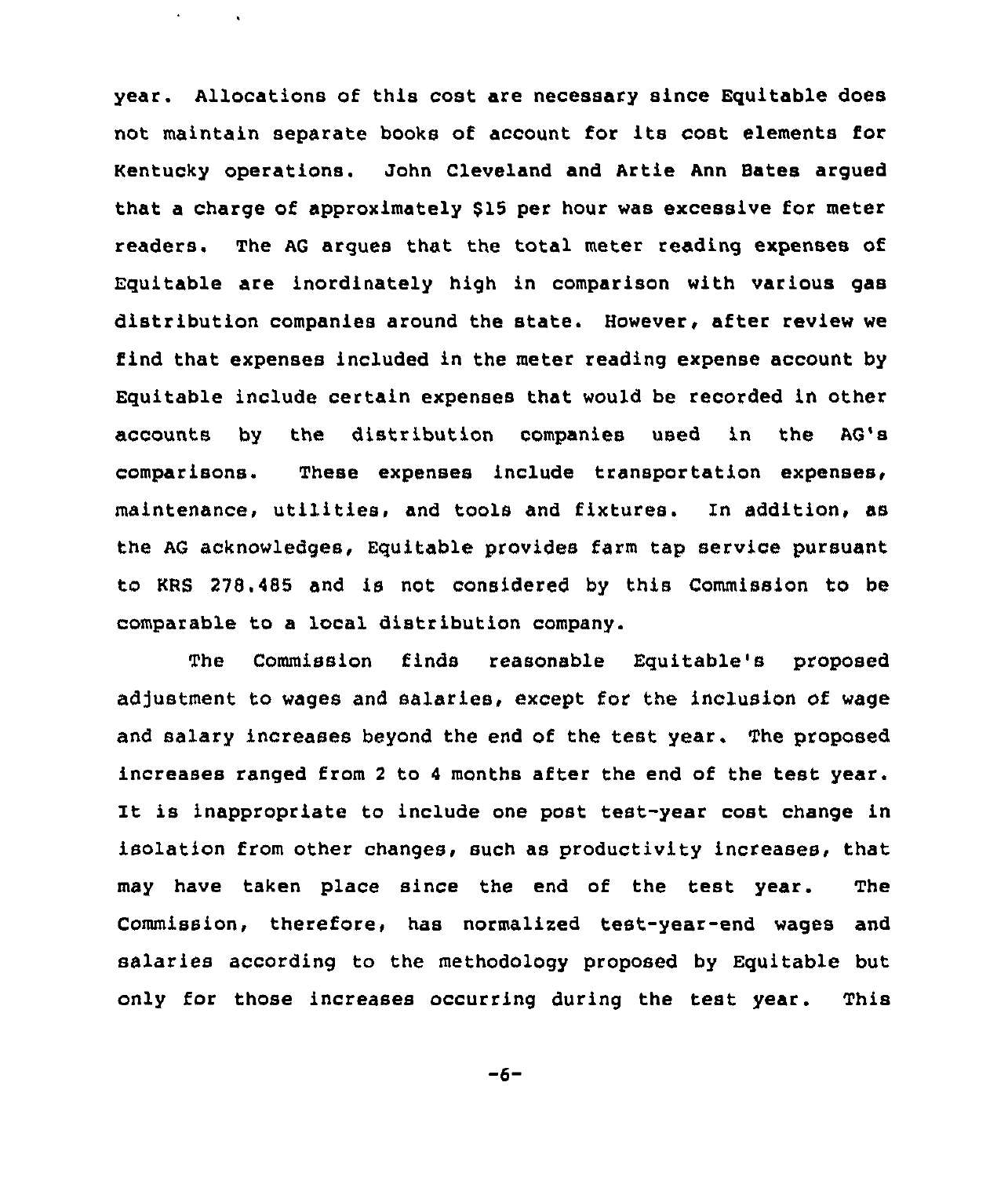year. Allocations of this cost are necessary since Equitable does not maintain separate books of account for its cost elements for Kentucky operations. John Cleveland and Artie Ann Bates argued that a charge of approximately $15 per hour was excessive for meter readers. The AG argues that the total meter reading expenses of Equitable are inordinately high in comparison with various gas distribution companies around the state. However, after review we find that expenses included in the meter reading expense account by Equitable include certain expenses that would be recorded in other accounts by the distribution companies used in the AG's comparisons. These expenses include transportation expenses, maintenance, utilities, and tools and fixtures. In addition, as the AG acknowledges, Equitable provides farm tap service pursuant to KRS 278.485 and is not considered by this Commission to be comparable to a local distribution company.

The Commission finds reasonable Equitable's proposed adjustment to wages and salaries, except for the inclusion of wage and salary increases beyond the end of the test year. The proposed increases ranged from 2 to 4 months after the end of the test year. It is inappropriate to include one post test-year cost change in isolation from other changes, such as productivity increases, that may have taken place since the end of the test year. The Commission, therefore, has normalized test-year-end wages and salaries according to the methodology proposed by Equitable but only for those increases occurring during the test year. This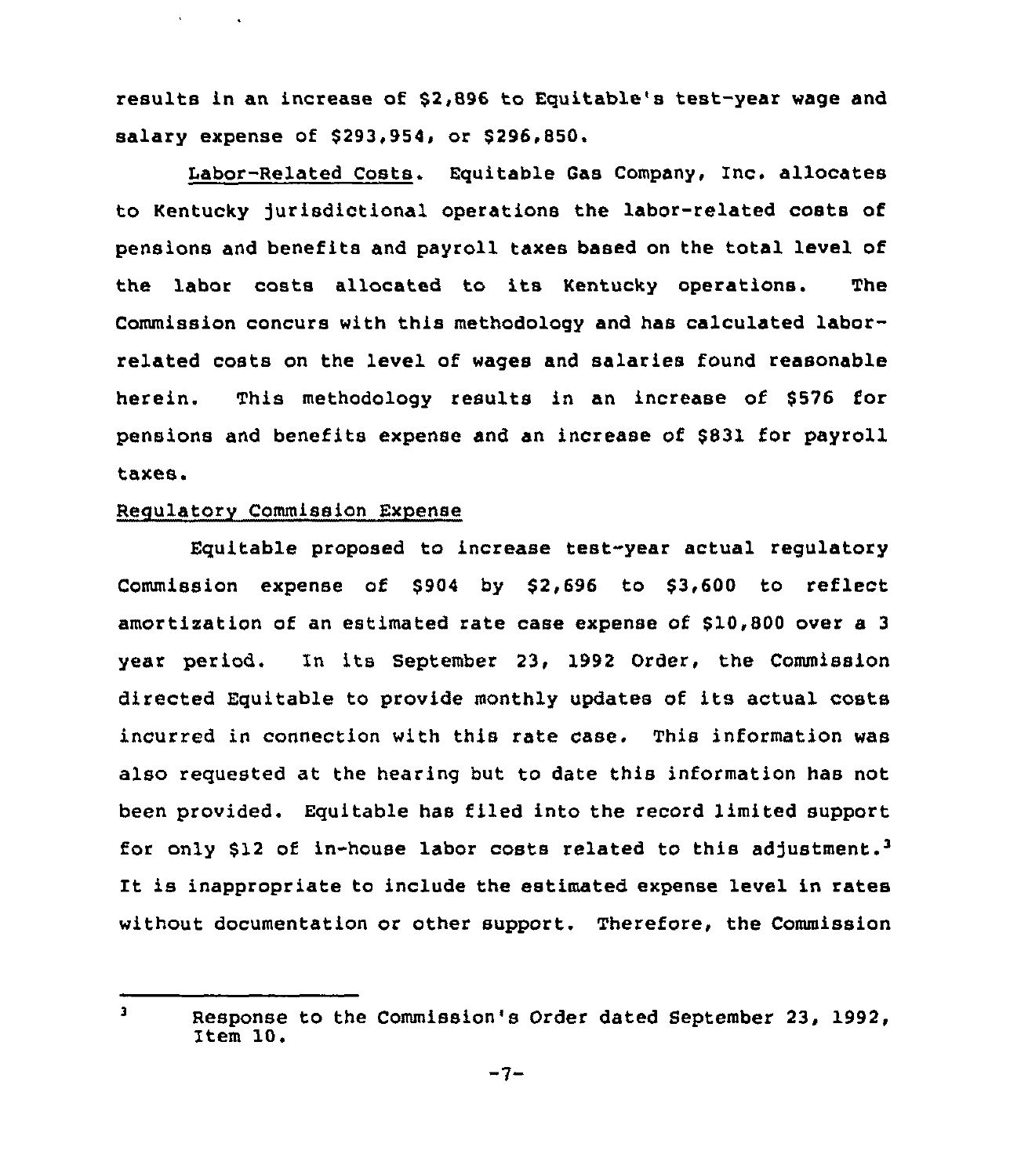results in an increase of $2,896 to Equitable's test-year wage and salary expense of $293,954, or $296,850.

Labor-Related Costs. Equitable Gas Company, Inc. allocates to Kentucky jurisdictional operations the labor-related costs of pensions and benefits and payroll taxes based on the total level of the labor costs allocated to its Kentucky operations. The Commission concurs with this methodology and has calculated labor-related costs on the level of wages and salaries found reasonable herein. This methodology results in an increase of $576 for pensions and benefits expense and an increase of $831 for payroll taxes.

Regulatory Commission Expense

Equitable proposed to increase test-year actual regulatory Commission expense of $904 by $2,696 to $3,600 to reflect amortization of an estimated rate case expense of $10,800 over a 3 year period. In its September 23, 1992 Order, the Commission directed Equitable to provide monthly updates of its actual costs incurred in connection with this rate case. This information was also requested at the hearing but to date this information has not been provided. Equitable has filed into the record limited support for only $12 of in-house labor costs related to this adjustment.[3] It is inappropriate to include the estimated expense level in rates without documentation or other support. Therefore, the Commission

---

[3] Response to the Commission's Order dated September 23, 1992, Item 10.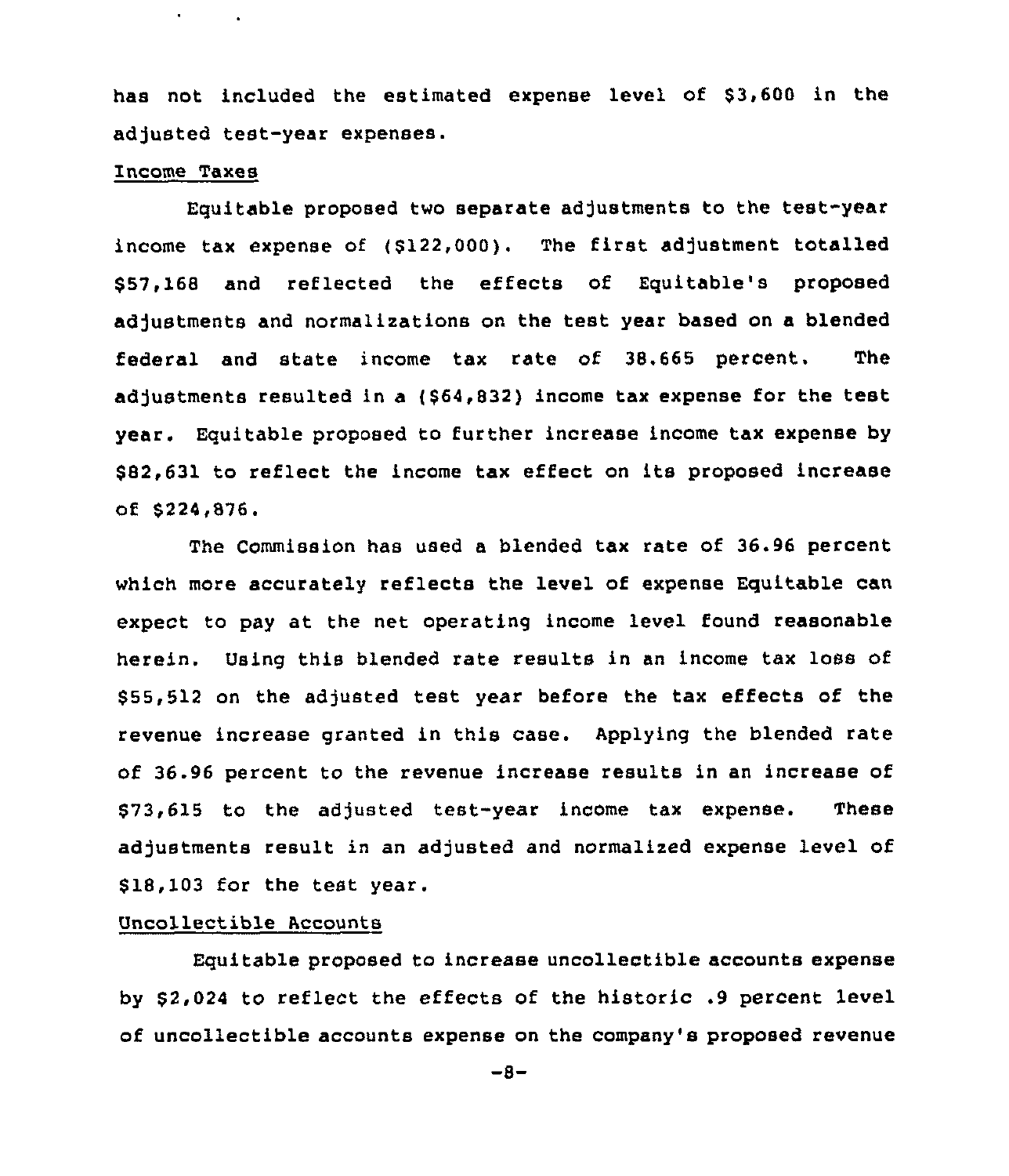has not included the estimated expense level of $3,600 in the adjusted test-year expenses.

Income Taxes

Equitable proposed two separate adjustments to the test-year income tax expense of ($122,000). The first adjustment totalled $57,168 and reflected the effects of Equitable's proposed adjustments and normalizations on the test year based on a blended federal and state income tax rate of 38.665 percent. The adjustments resulted in a ($64,832) income tax expense for the test year. Equitable proposed to further increase income tax expense by $82,631 to reflect the income tax effect on its proposed increase of $224,876.

The Commission has used a blended tax rate of 36.96 percent which more accurately reflects the level of expense Equitable can expect to pay at the net operating income level found reasonable herein. Using this blended rate results in an income tax loss of $55,512 on the adjusted test year before the tax effects of the revenue increase granted in this case. Applying the blended rate of 36.96 percent to the revenue increase results in an increase of $73,615 to the adjusted test-year income tax expense. These adjustments result in an adjusted and normalized expense level of $18,103 for the test year.

Uncollectible Accounts

Equitable proposed to increase uncollectible accounts expense by $2,024 to reflect the effects of the historic .9 percent level of uncollectible accounts expense on the company's proposed revenue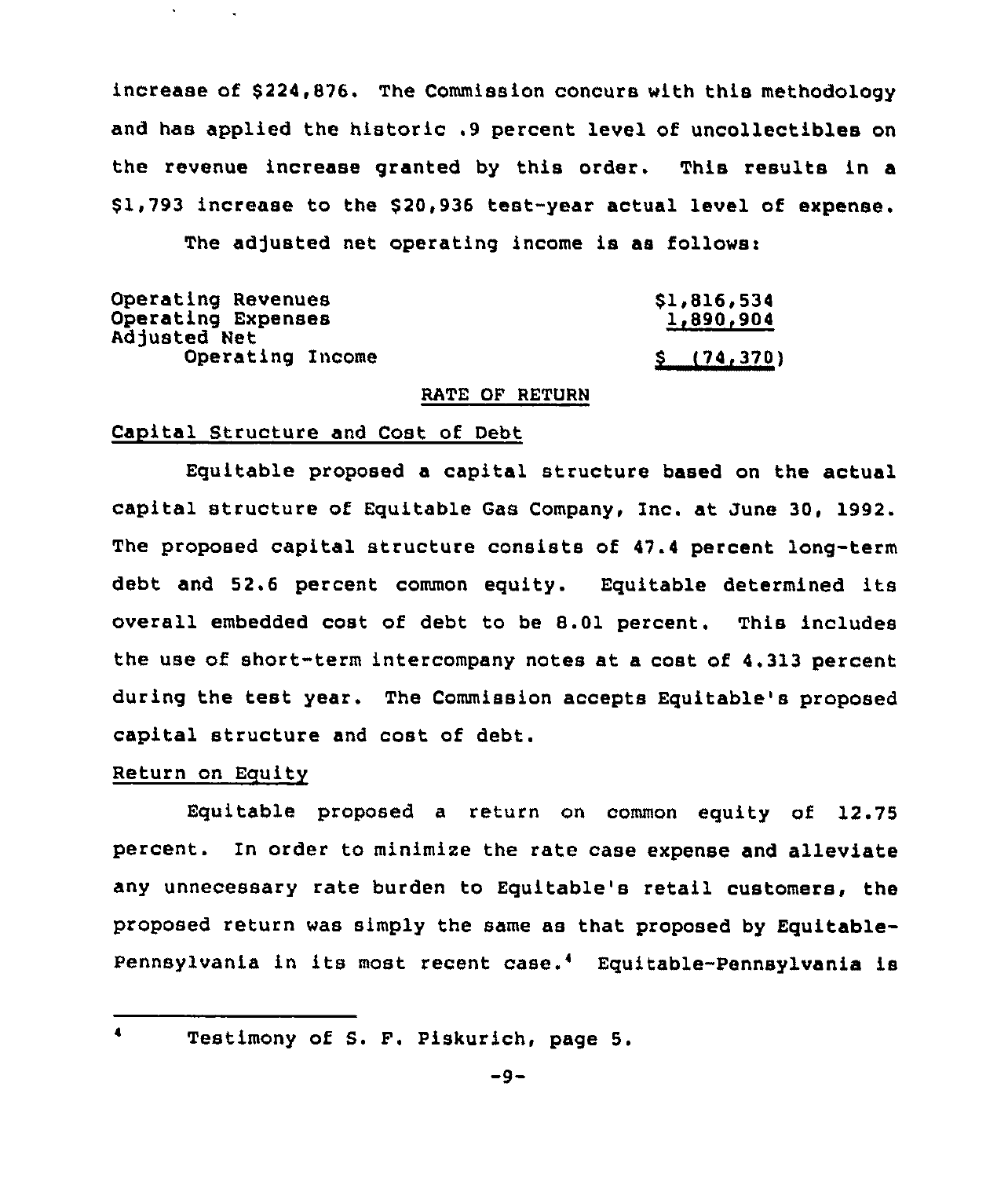increase of $224,876. The Commission concurs with this methodology and has applied the historic .9 percent level of uncollectibles on the revenue increase granted by this order. This results in a $1,793 increase to the $20,936 test-year actual level of expense.

The adjusted net operating income is as follows:

| | |
|---|---|
| Operating Revenues | $1,816,534 |
| Operating Expenses | 1,890,904 |
| Adjusted Net Operating Income | $ (74,370) |

## RATE OF RETURN

### Capital Structure and Cost of Debt

Equitable proposed a capital structure based on the actual capital structure of Equitable Gas Company, Inc. at June 30, 1992. The proposed capital structure consists of 47.4 percent long-term debt and 52.6 percent common equity. Equitable determined its overall embedded cost of debt to be 8.01 percent. This includes the use of short-term intercompany notes at a cost of 4.313 percent during the test year. The Commission accepts Equitable's proposed capital structure and cost of debt.

### Return on Equity

Equitable proposed a return on common equity of 12.75 percent. In order to minimize the rate case expense and alleviate any unnecessary rate burden to Equitable's retail customers, the proposed return was simply the same as that proposed by Equitable-Pennsylvania in its most recent case.[4] Equitable-Pennsylvania is

---

[4] Testimony of S. F. Piskurich, page 5.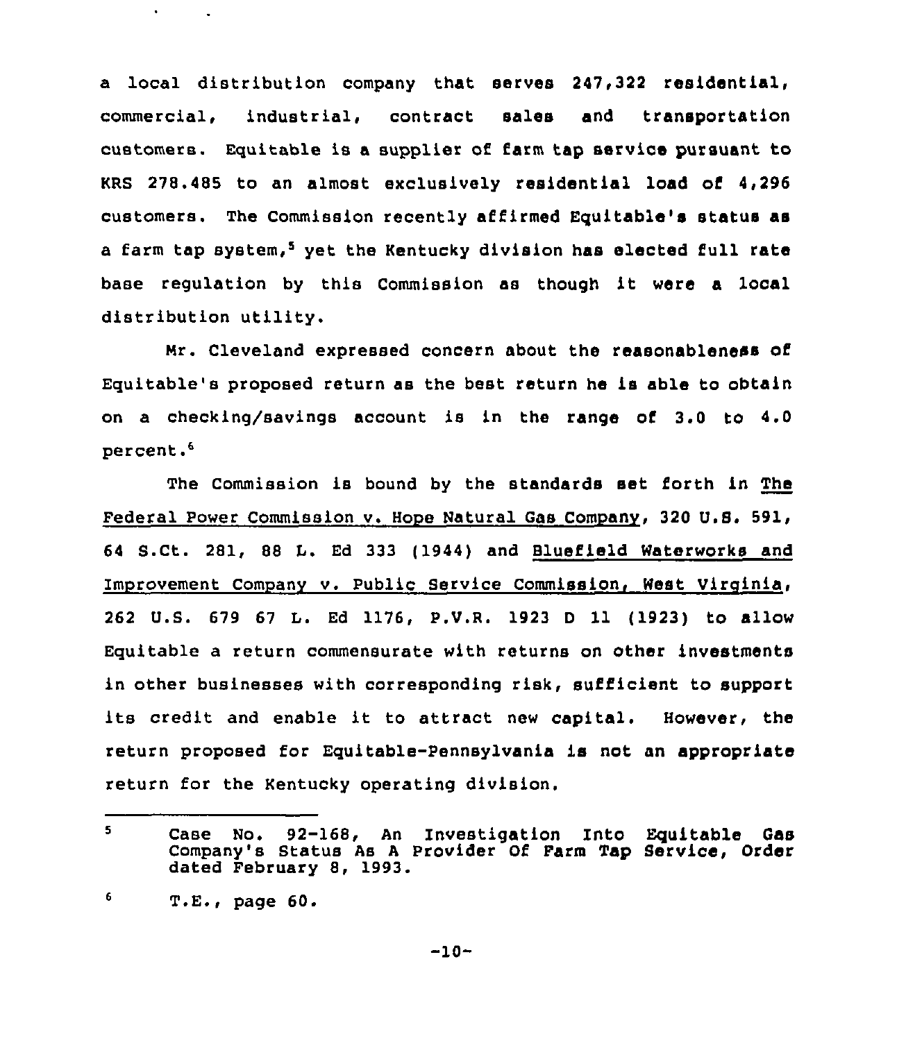a local distribution company that serves 247,322 residential, commercial, industrial, contract sales and transportation customers. Equitable is a supplier of farm tap service pursuant to KRS 278.485 to an almost exclusively residential load of 4,296 customers. The Commission recently affirmed Equitable's status as a farm tap system,[5] yet the Kentucky division has elected full rate base regulation by this Commission as though it were a local distribution utility.

Mr. Cleveland expressed concern about the reasonableness of Equitable's proposed return as the best return he is able to obtain on a checking/savings account is in the range of 3.0 to 4.0 percent.[6]

The Commission is bound by the standards set forth in The Federal Power Commission v. Hope Natural Gas Company, 320 U.S. 591, 64 S.Ct. 281, 88 L. Ed 333 (1944) and Bluefield Waterworks and Improvement Company v. Public Service Commission, West Virginia, 262 U.S. 679 67 L. Ed 1176, P.V.R. 1923 D 11 (1923) to allow Equitable a return commensurate with returns on other investments in other businesses with corresponding risk, sufficient to support its credit and enable it to attract new capital. However, the return proposed for Equitable-Pennsylvania is not an appropriate return for the Kentucky operating division.

---

[5] Case No. 92-168, An Investigation Into Equitable Gas Company's Status As A Provider Of Farm Tap Service, Order dated February 8, 1993.

[6] T.E., page 60.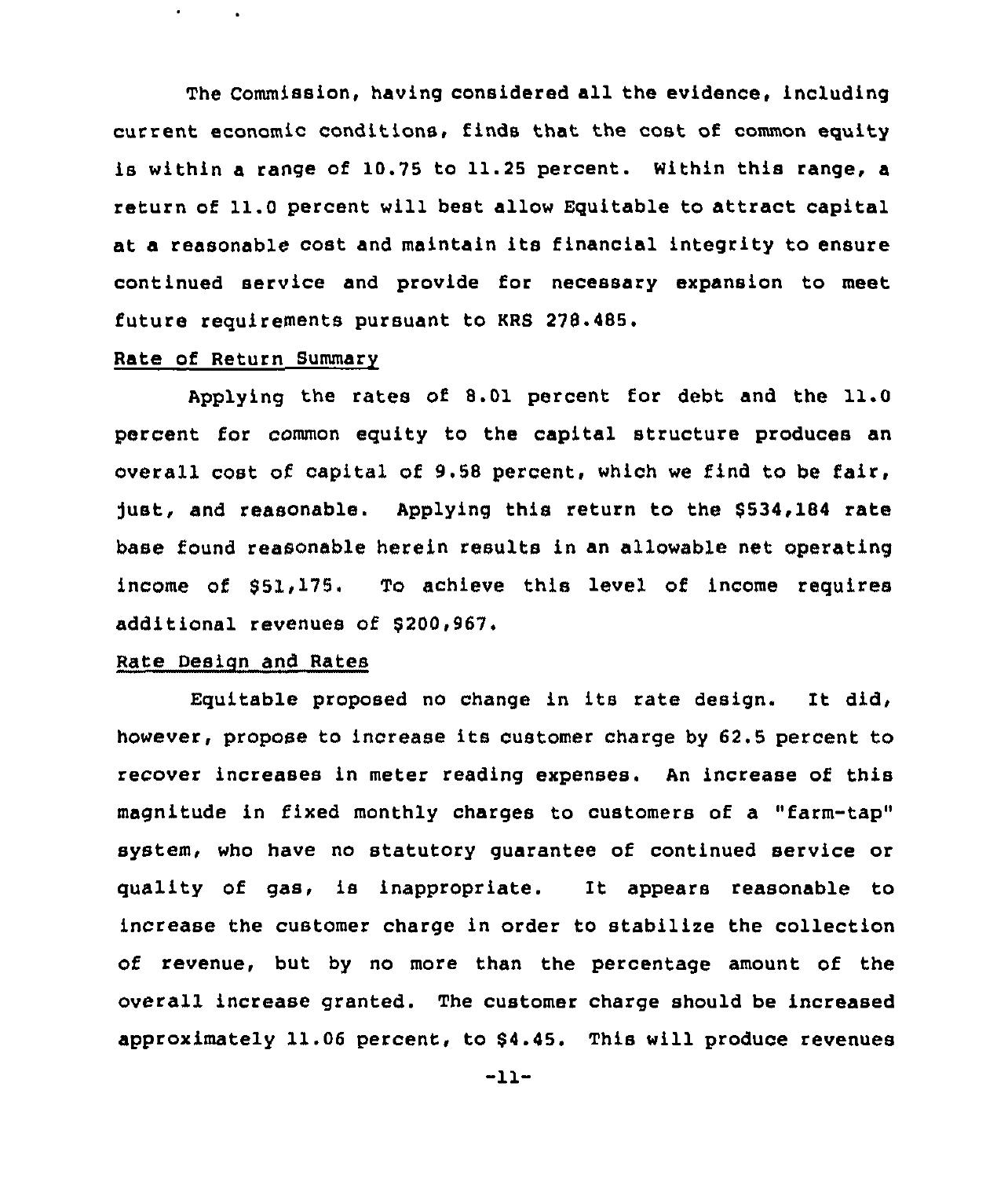The Commission, having considered all the evidence, including current economic conditions, finds that the cost of common equity is within a range of 10.75 to 11.25 percent. Within this range, a return of 11.0 percent will best allow Equitable to attract capital at a reasonable cost and maintain its financial integrity to ensure continued service and provide for necessary expansion to meet future requirements pursuant to KRS 278.485.

Rate of Return Summary

Applying the rates of 8.01 percent for debt and the 11.0 percent for common equity to the capital structure produces an overall cost of capital of 9.58 percent, which we find to be fair, just, and reasonable. Applying this return to the $534,184 rate base found reasonable herein results in an allowable net operating income of $51,175. To achieve this level of income requires additional revenues of $200,967.

Rate Design and Rates

Equitable proposed no change in its rate design. It did, however, propose to increase its customer charge by 62.5 percent to recover increases in meter reading expenses. An increase of this magnitude in fixed monthly charges to customers of a "farm-tap" system, who have no statutory guarantee of continued service or quality of gas, is inappropriate. It appears reasonable to increase the customer charge in order to stabilize the collection of revenue, but by no more than the percentage amount of the overall increase granted. The customer charge should be increased approximately 11.06 percent, to $4.45. This will produce revenues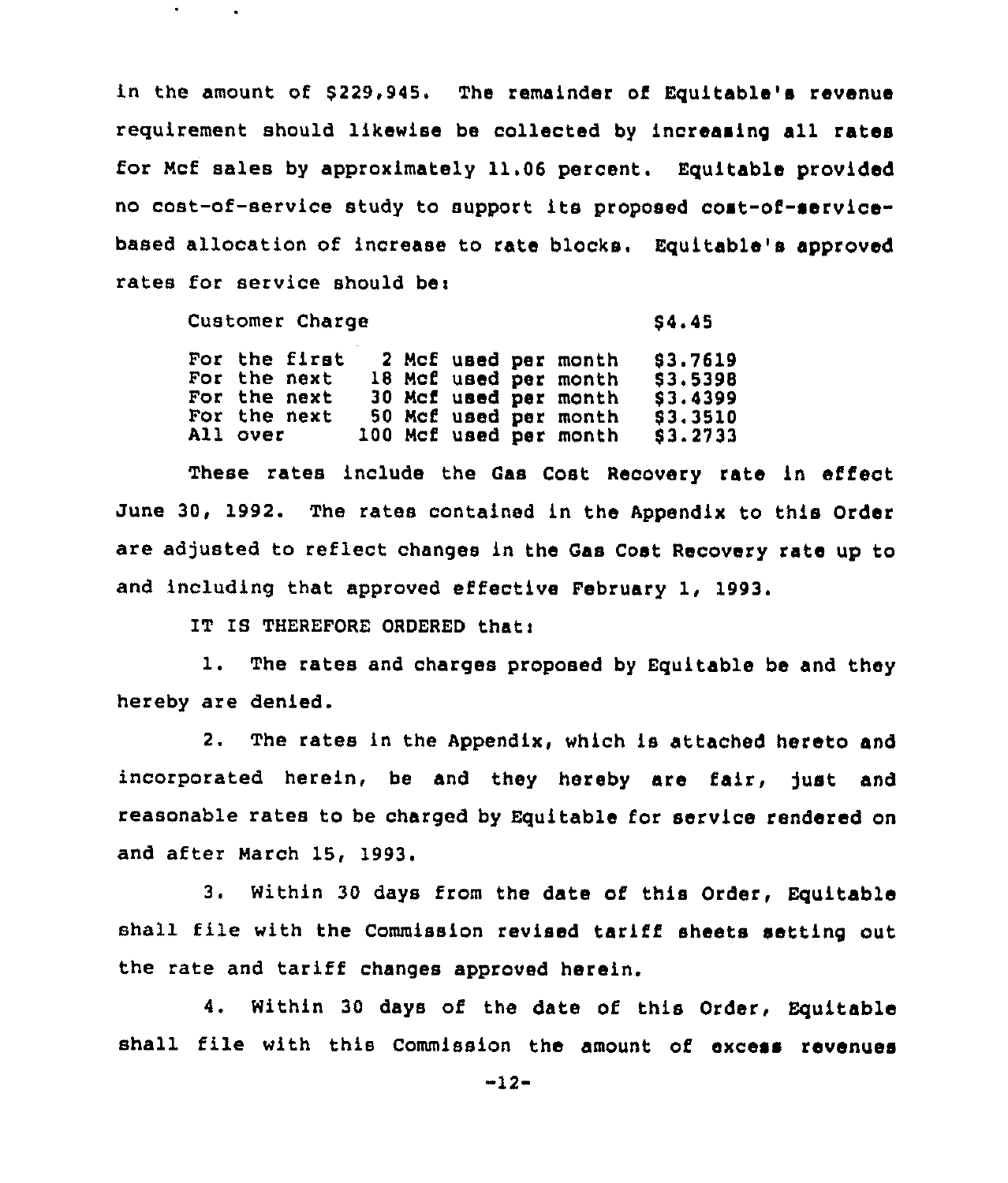in the amount of $229,945. The remainder of Equitable's revenue requirement should likewise be collected by increasing all rates for Mcf sales by approximately 11.06 percent. Equitable provided no cost-of-service study to support its proposed cost-of-service-based allocation of increase to rate blocks. Equitable's approved rates for service should be:

| | |
|---|---|
| Customer Charge | $4.45 |
| For the first 2 Mcf used per month | $3.7619 |
| For the next 18 Mcf used per month | $3.5398 |
| For the next 30 Mcf used per month | $3.4399 |
| For the next 50 Mcf used per month | $3.3510 |
| All over 100 Mcf used per month | $3.2733 |

These rates include the Gas Cost Recovery rate in effect June 30, 1992. The rates contained in the Appendix to this Order are adjusted to reflect changes in the Gas Cost Recovery rate up to and including that approved effective February 1, 1993.

IT IS THEREFORE ORDERED that:

1. The rates and charges proposed by Equitable be and they hereby are denied.

2. The rates in the Appendix, which is attached hereto and incorporated herein, be and they hereby are fair, just and reasonable rates to be charged by Equitable for service rendered on and after March 15, 1993.

3. Within 30 days from the date of this Order, Equitable shall file with the Commission revised tariff sheets setting out the rate and tariff changes approved herein.

4. Within 30 days of the date of this Order, Equitable shall file with this Commission the amount of excess revenues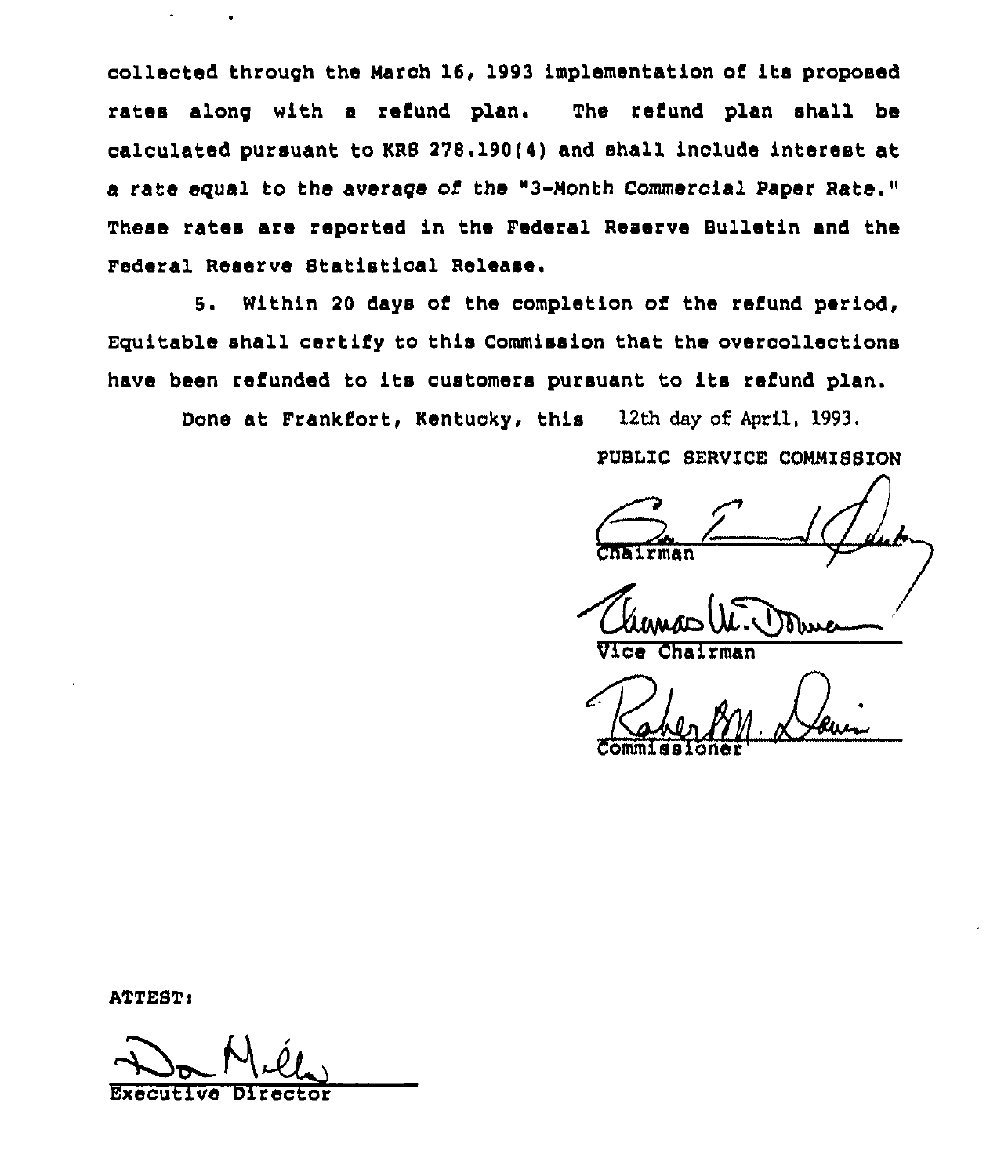collected through the March 16, 1993 implementation of its proposed rates along with a refund plan. The refund plan shall be calculated pursuant to KRS 278.190(4) and shall include interest at a rate equal to the average of the "3-Month Commercial Paper Rate." These rates are reported in the Federal Reserve Bulletin and the Federal Reserve Statistical Release.

5. Within 20 days of the completion of the refund period, Equitable shall certify to this Commission that the overcollections have been refunded to its customers pursuant to its refund plan.

Done at Frankfort, Kentucky, this 12th day of April, 1993.

PUBLIC SERVICE COMMISSION

Chairman

Vice Chairman

Commissioner

ATTEST:

Executive Director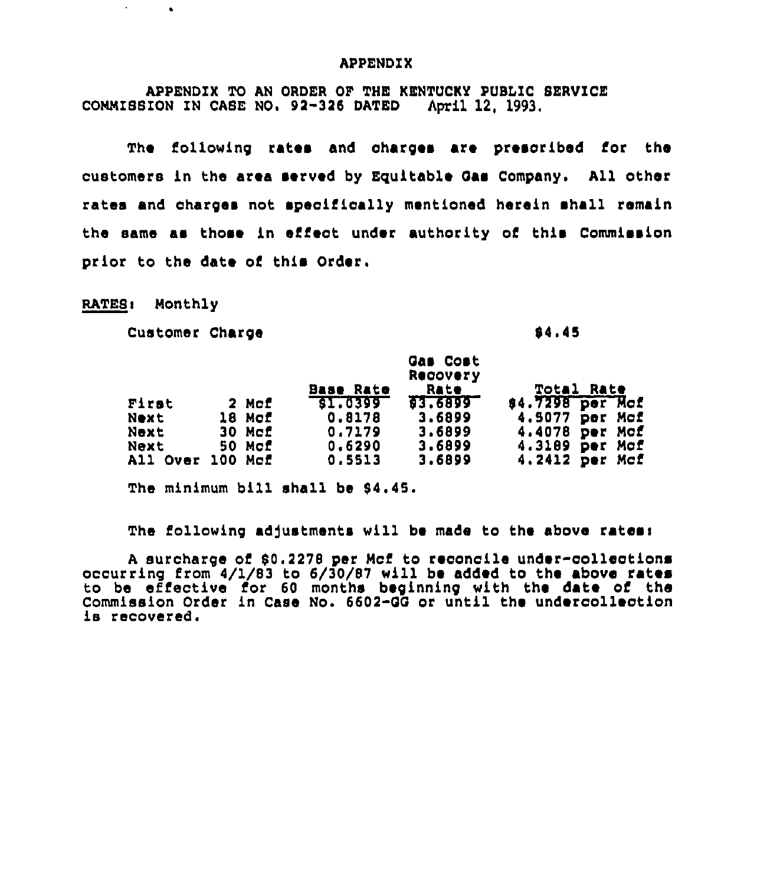# APPENDIX

APPENDIX TO AN ORDER OF THE KENTUCKY PUBLIC SERVICE COMMISSION IN CASE NO. 92-326 DATED April 12, 1993.

The following rates and charges are prescribed for the customers in the area served by Equitable Gas Company. All other rates and charges not specifically mentioned herein shall remain the same as those in effect under authority of this Commission prior to the date of this Order.

RATES: Monthly

Customer Charge $4.45

| | | Base Rate | Gas Cost Recovery Rate | Total Rate |
|---|---|---|---|---|
| First | 2 Mcf | $1.0399 | $3.6899 | $4.7298 per Mcf |
| Next | 18 Mcf | 0.8178 | 3.6899 | 4.5077 per Mcf |
| Next | 30 Mcf | 0.7179 | 3.6899 | 4.4078 per Mcf |
| Next | 50 Mcf | 0.6290 | 3.6899 | 4.3189 per Mcf |
| All Over | 100 Mcf | 0.5513 | 3.6899 | 4.2412 per Mcf |

The minimum bill shall be $4.45.

The following adjustments will be made to the above rates:

A surcharge of $0.2278 per Mcf to reconcile under-collections occurring from 4/1/83 to 6/30/87 will be added to the above rates to be effective for 60 months beginning with the date of the Commission Order in Case No. 6602-GG or until the undercollection is recovered.